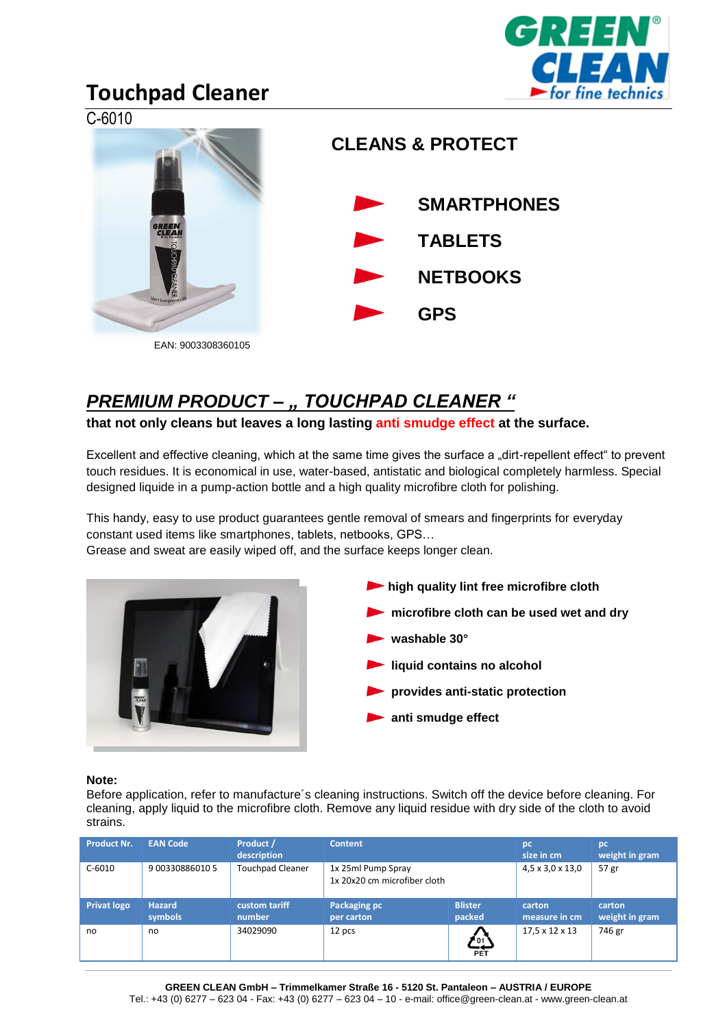# Touchpad Cleaner

C-6010

EAN: 9003308360105

## CLEANS & PROTECT

- SMARTPHONES
- TABLETS
- NETBOOKS
- GPS

## *PREMIUM PRODUCT – „ TOUCHPAD CLEANER "*

**that not only cleans but leaves a long lasting anti smudge effect at the surface.**

Excellent and effective cleaning, which at the same time gives the surface a „dirt-repellent effect" to prevent touch residues. It is economical in use, water-based, antistatic and biological completely harmless. Special designed liquide in a pump-action bottle and a high quality microfibre cloth for polishing.

This handy, easy to use product guarantees gentle removal of smears and fingerprints for everyday constant used items like smartphones, tablets, netbooks, GPS…
Grease and sweat are easily wiped off, and the surface keeps longer clean.

- **high quality lint free microfibre cloth**
- **microfibre cloth can be used wet and dry**
- **washable 30°**
- **liquid contains no alcohol**
- **provides anti-static protection**
- **anti smudge effect**

**Note:**
Before application, refer to manufacture´s cleaning instructions. Switch off the device before cleaning. For cleaning, apply liquid to the microfibre cloth. Remove any liquid residue with dry side of the cloth to avoid strains.

| Product Nr. | EAN Code | Product / description | Content | | pc size in cm | pc weight in gram |
|---|---|---|---|---|---|---|
| C-6010 | 9 003308860105 | Touchpad Cleaner | 1x 25ml Pump Spray<br>1x 20x20 cm microfiber cloth | | 4,5 x 3,0 x 13,0 | 57 gr |
| **Privat logo** | **Hazard symbols** | **custom tariff number** | **Packaging pc per carton** | **Blister packed** | **carton measure in cm** | **carton weight in gram** |
| no | no | 34029090 | 12 pcs | 01 PET | 17,5 x 12 x 13 | 746 gr |

**GREEN CLEAN GmbH – Trimmelkamer Straße 16 - 5120 St. Pantaleon – AUSTRIA / EUROPE**
Tel.: +43 (0) 6277 – 623 04 - Fax: +43 (0) 6277 – 623 04 – 10 - e-mail: office@green-clean.at - www.green-clean.at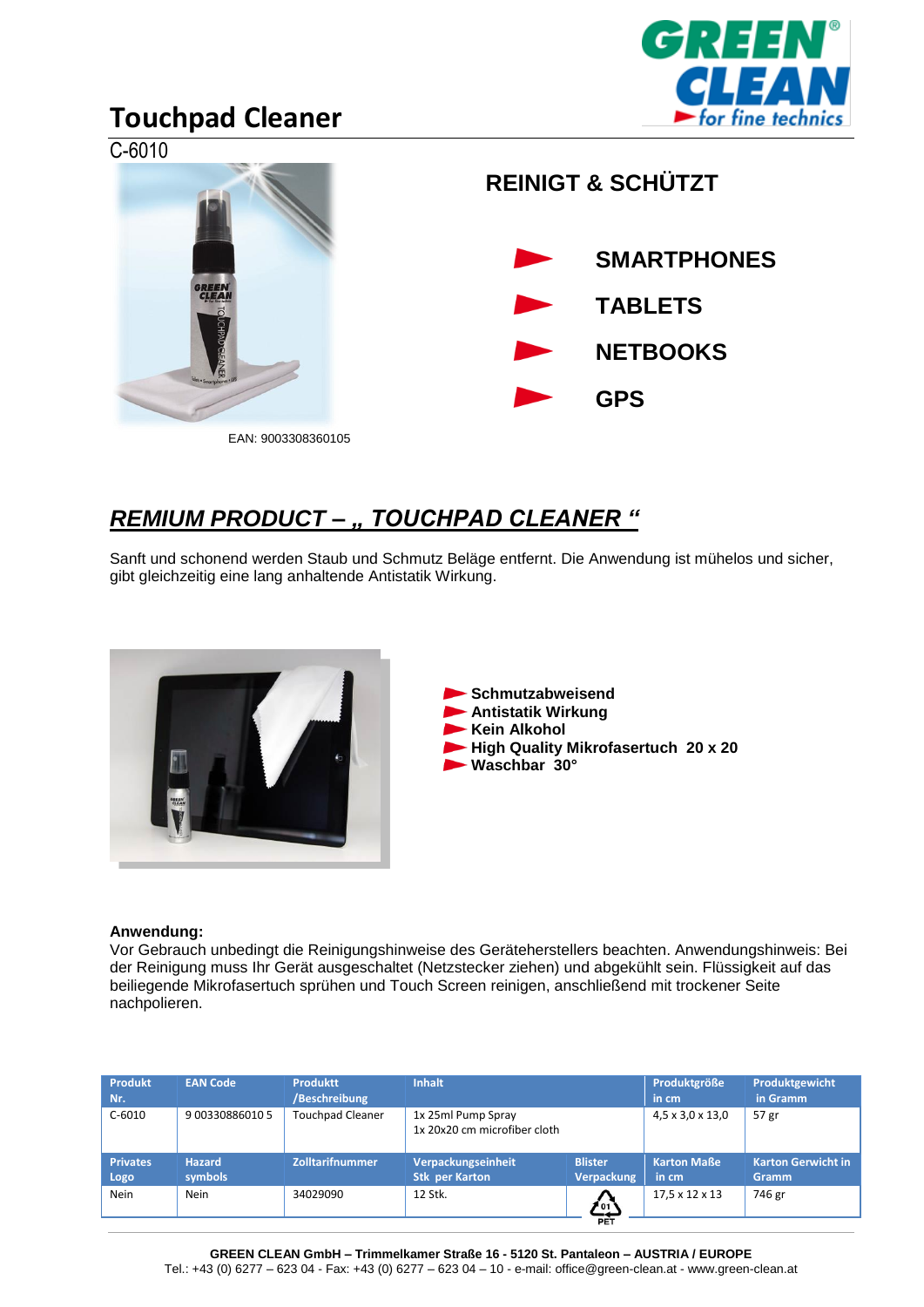# Touchpad Cleaner

C-6010

EAN: 9003308360105

## REINIGT & SCHÜTZT

- SMARTPHONES
- TABLETS
- NETBOOKS
- GPS

## *REMIUM PRODUCT – „ TOUCHPAD CLEANER “*

Sanft und schonend werden Staub und Schmutz Beläge entfernt. Die Anwendung ist mühelos und sicher, gibt gleichzeitig eine lang anhaltende Antistatik Wirkung.

- **Schmutzabweisend**
- **Antistatik Wirkung**
- **Kein Alkohol**
- **High Quality Mikrofasertuch 20 x 20**
- **Waschbar 30°**

**Anwendung:**
Vor Gebrauch unbedingt die Reinigungshinweise des Geräteherstellers beachten. Anwendungshinweis: Bei der Reinigung muss Ihr Gerät ausgeschaltet (Netzstecker ziehen) und abgekühlt sein. Flüssigkeit auf das beiliegende Mikrofasertuch sprühen und Touch Screen reinigen, anschließend mit trockener Seite nachpolieren.

| Produkt Nr. | EAN Code | Produktt /Beschreibung | Inhalt | | Produktgröße in cm | Produktgewicht in Gramm |
|---|---|---|---|---|---|---|
| C-6010 | 9 00330886010 5 | Touchpad Cleaner | 1x 25ml Pump Spray<br>1x 20x20 cm microfiber cloth | | 4,5 x 3,0 x 13,0 | 57 gr |
| **Privates Logo** | **Hazard symbols** | **Zolltarifnummer** | **Verpackungseinheit Stk per Karton** | **Blister Verpackung** | **Karton Maße in cm** | **Karton Gerwicht in Gramm** |
| Nein | Nein | 34029090 | 12 Stk. | 01 PET | 17,5 x 12 x 13 | 746 gr |

**GREEN CLEAN GmbH – Trimmelkamer Straße 16 - 5120 St. Pantaleon – AUSTRIA / EUROPE**
Tel.: +43 (0) 6277 – 623 04 - Fax: +43 (0) 6277 – 623 04 – 10 - e-mail: office@green-clean.at - www.green-clean.at